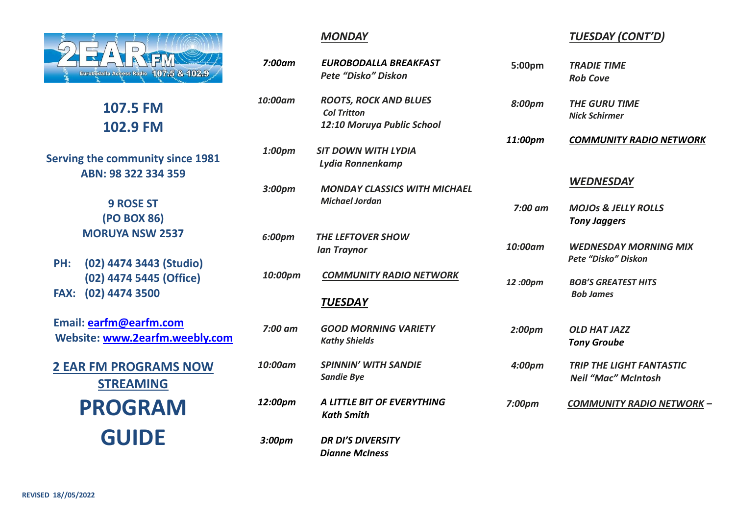2EAR FM
Eurobodalla Access Radio 107.5 & 102.9

**107.5 FM**
**102.9 FM**

**Serving the community since 1981**
**ABN: 98 322 334 359**

**9 ROSE ST**
**(PO BOX 86)**
**MORUYA NSW 2537**

**PH: (02) 4474 3443 (Studio)**
**(02) 4474 5445 (Office)**
**FAX: (02) 4474 3500**

**Email: earfm@earfm.com**
**Website: www.2earfm.weebly.com**

**2 EAR FM PROGRAMS NOW STREAMING**

# PROGRAM GUIDE

## MONDAY

| | |
|---|---|
| *7:00am* | ***EUROBODALLA BREAKFAST*** *Pete "Disko" Diskon* |
| *10:00am* | ***ROOTS, ROCK AND BLUES*** *Col Tritton* *12:10 Moruya Public School* |
| *1:00pm* | ***SIT DOWN WITH LYDIA*** *Lydia Ronnenkamp* |
| *3:00pm* | ***MONDAY CLASSICS WITH MICHAEL*** *Michael Jordan* |
| *6:00pm* | ***THE LEFTOVER SHOW*** *Ian Traynor* |
| *10:00pm* | ***COMMUNITY RADIO NETWORK*** |

## TUESDAY

| | |
|---|---|
| *7:00 am* | ***GOOD MORNING VARIETY*** *Kathy Shields* |
| *10:00am* | ***SPINNIN' WITH SANDIE*** *Sandie Bye* |
| *12:00pm* | ***A LITTLE BIT OF EVERYTHING*** *Kath Smith* |
| *3:00pm* | ***DR DI'S DIVERSITY*** *Dianne McIness* |

## TUESDAY (CONT'D)

| | |
|---|---|
| 5:00pm | ***TRADIE TIME*** *Rob Cove* |
| *8:00pm* | ***THE GURU TIME*** *Nick Schirmer* |
| *11:00pm* | ***COMMUNITY RADIO NETWORK*** |

## WEDNESDAY

| | |
|---|---|
| *7:00 am* | ***MOJOs & JELLY ROLLS*** *Tony Jaggers* |
| *10:00am* | ***WEDNESDAY MORNING MIX*** *Pete "Disko" Diskon* |
| *12 :00pm* | ***BOB'S GREATEST HITS*** *Bob James* |
| *2:00pm* | ***OLD HAT JAZZ*** *Tony Groube* |
| *4:00pm* | ***TRIP THE LIGHT FANTASTIC*** *Neil "Mac" McIntosh* |
| *7:00pm* | ***COMMUNITY RADIO NETWORK –*** |

REVISED 18//05/2022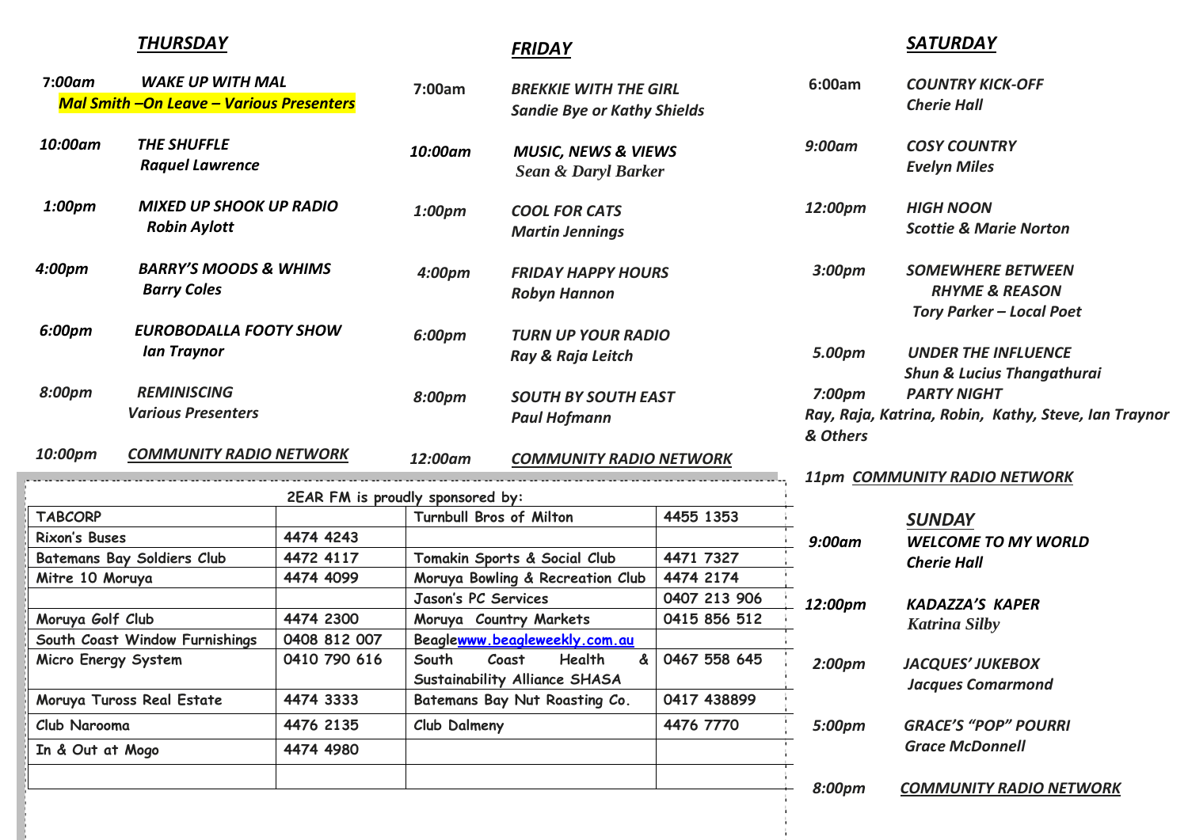## *THURSDAY*

*7:00am* ***WAKE UP WITH MAL***
***Mal Smith –On Leave – Various Presenters***

*10:00am* ***THE SHUFFLE***
***Raquel Lawrence***

*1:00pm* ***MIXED UP SHOOK UP RADIO***
***Robin Aylott***

*4:00pm* ***BARRY'S MOODS & WHIMS***
***Barry Coles***

*6:00pm* ***EUROBODALLA FOOTY SHOW***
***Ian Traynor***

*8:00pm* ***REMINISCING***
***Various Presenters***

*10:00pm* ***COMMUNITY RADIO NETWORK***

## *FRIDAY*

7:00am ***BREKKIE WITH THE GIRL***
***Sandie Bye or Kathy Shields***

*10:00am* ***MUSIC, NEWS & VIEWS***
***Sean & Daryl Barker***

*1:00pm* ***COOL FOR CATS***
***Martin Jennings***

*4:00pm* ***FRIDAY HAPPY HOURS***
***Robyn Hannon***

*6:00pm* ***TURN UP YOUR RADIO***
***Ray & Raja Leitch***

*8:00pm* ***SOUTH BY SOUTH EAST***
***Paul Hofmann***

*12:00am* ***COMMUNITY RADIO NETWORK***

2EAR FM is proudly sponsored by:

| | | | |
|---|---|---|---|
| TABCORP | | Turnbull Bros of Milton | 4455 1353 |
| Rixon's Buses | 4474 4243 | | |
| Batemans Bay Soldiers Club | 4472 4117 | Tomakin Sports & Social Club | 4471 7327 |
| Mitre 10 Moruya | 4474 4099 | Moruya Bowling & Recreation Club | 4474 2174 |
| | | Jason's PC Services | 0407 213 906 |
| Moruya Golf Club | 4474 2300 | Moruya Country Markets | 0415 856 512 |
| South Coast Window Furnishings | 0408 812 007 | Beagle www.beagleweekly.com.au | |
| Micro Energy System | 0410 790 616 | South Coast Health & Sustainability Alliance SHASA | 0467 558 645 |
| Moruya Tuross Real Estate | 4474 3333 | Batemans Bay Nut Roasting Co. | 0417 438899 |
| Club Narooma | 4476 2135 | Club Dalmeny | 4476 7770 |
| In & Out at Mogo | 4474 4980 | | |
| | | | |

## *SATURDAY*

6:00am ***COUNTRY KICK-OFF***
***Cherie Hall***

*9:00am* ***COSY COUNTRY***
***Evelyn Miles***

*12:00pm* ***HIGH NOON***
***Scottie & Marie Norton***

*3:00pm* ***SOMEWHERE BETWEEN RHYME & REASON***
***Tory Parker – Local Poet***

*5.00pm* ***UNDER THE INFLUENCE***
***Shun & Lucius Thangathurai***

*7:00pm* ***PARTY NIGHT***
***Ray, Raja, Katrina, Robin, Kathy, Steve, Ian Traynor & Others***

*11pm* ***COMMUNITY RADIO NETWORK***

## *SUNDAY*

*9:00am* ***WELCOME TO MY WORLD***
***Cherie Hall***

*12:00pm* ***KADAZZA'S KAPER***
***Katrina Silby***

*2:00pm* ***JACQUES' JUKEBOX***
***Jacques Comarmond***

*5:00pm* ***GRACE'S "POP" POURRI***
***Grace McDonnell***

*8:00pm* ***COMMUNITY RADIO NETWORK***